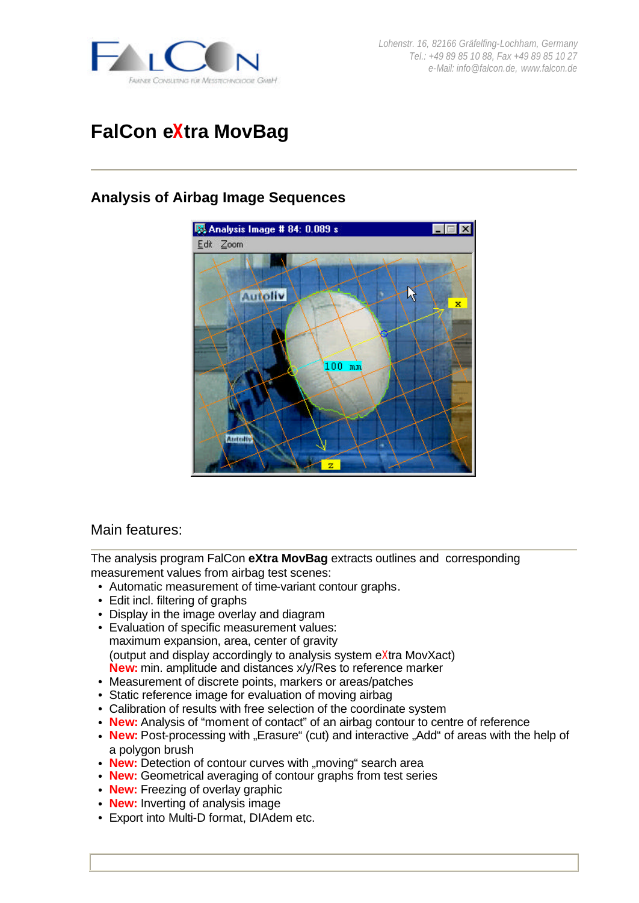Lohenstr. 16, 82166 Gräfelfing-Lochham, Germany
Tel.: +49 89 85 10 88, Fax +49 89 85 10 27
e-Mail: info@falcon.de, www.falcon.de

# FalCon eXtra MovBag

## Analysis of Airbag Image Sequences

Main features:

The analysis program FalCon **eXtra MovBag** extracts outlines and corresponding measurement values from airbag test scenes:

- Automatic measurement of time-variant contour graphs.
- Edit incl. filtering of graphs
- Display in the image overlay and diagram
- Evaluation of specific measurement values:
  maximum expansion, area, center of gravity
  (output and display accordingly to analysis system eXtra MovXact)
  **New:** min. amplitude and distances x/y/Res to reference marker
- Measurement of discrete points, markers or areas/patches
- Static reference image for evaluation of moving airbag
- Calibration of results with free selection of the coordinate system
- **New:** Analysis of "moment of contact" of an airbag contour to centre of reference
- **New:** Post-processing with „Erasure“ (cut) and interactive „Add“ of areas with the help of a polygon brush
- **New:** Detection of contour curves with „moving“ search area
- **New:** Geometrical averaging of contour graphs from test series
- **New:** Freezing of overlay graphic
- **New:** Inverting of analysis image
- Export into Multi-D format, DIAdem etc.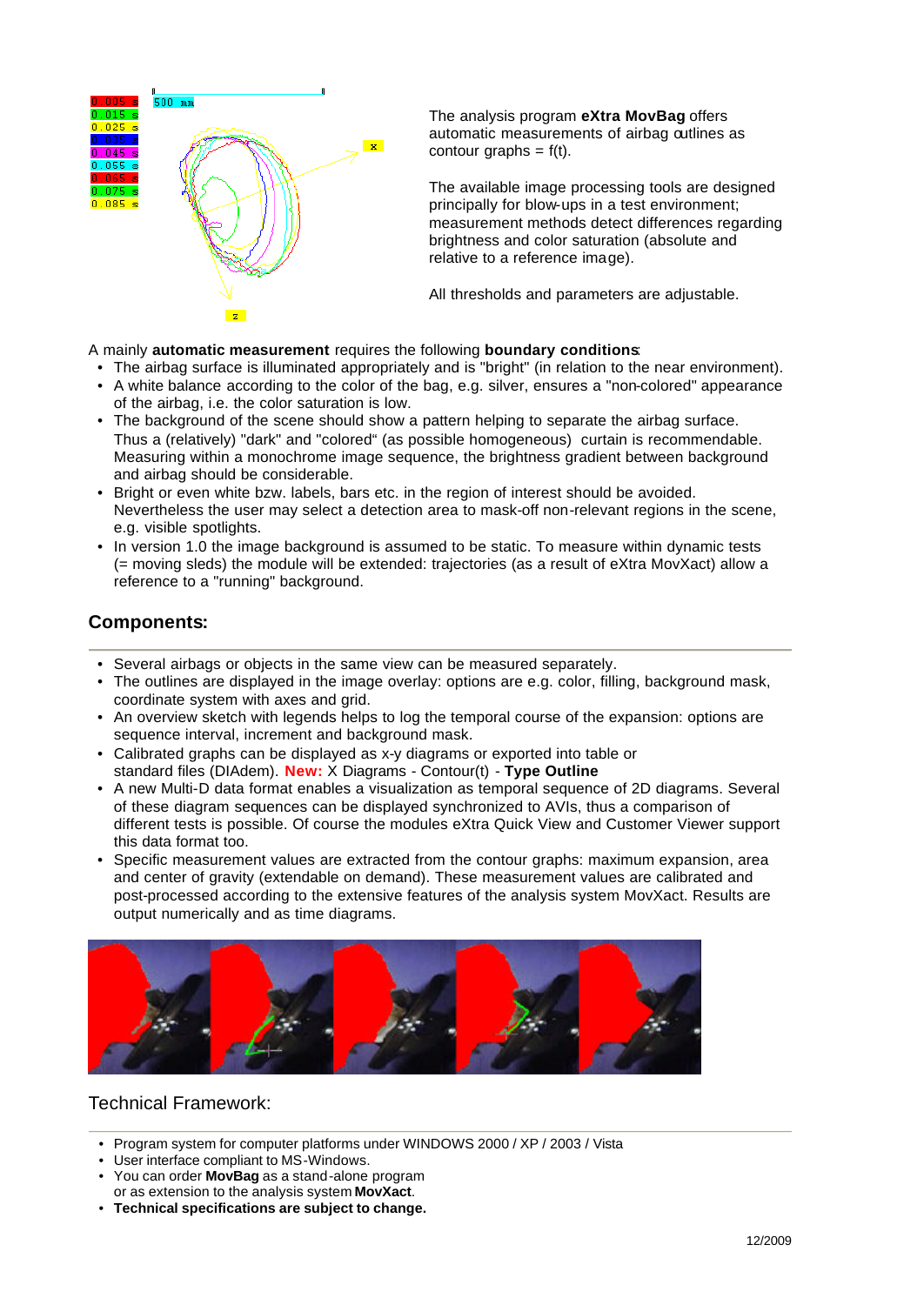0.005 s
0.015 s
0.025 s
0.035 s
0.045 s
0.055 s
0.065 s
0.075 s
0.085 s
500 mm
x
z

The analysis program **eXtra MovBag** offers automatic measurements of airbag outlines as contour graphs = f(t).

The available image processing tools are designed principally for blow-ups in a test environment; measurement methods detect differences regarding brightness and color saturation (absolute and relative to a reference image).

All thresholds and parameters are adjustable.

A mainly **automatic measurement** requires the following **boundary conditions**:

- The airbag surface is illuminated appropriately and is "bright" (in relation to the near environment).
- A white balance according to the color of the bag, e.g. silver, ensures a "non-colored" appearance of the airbag, i.e. the color saturation is low.
- The background of the scene should show a pattern helping to separate the airbag surface. Thus a (relatively) "dark" and "colored" (as possible homogeneous) curtain is recommendable. Measuring within a monochrome image sequence, the brightness gradient between background and airbag should be considerable.
- Bright or even white bzw. labels, bars etc. in the region of interest should be avoided. Nevertheless the user may select a detection area to mask-off non-relevant regions in the scene, e.g. visible spotlights.
- In version 1.0 the image background is assumed to be static. To measure within dynamic tests (= moving sleds) the module will be extended: trajectories (as a result of eXtra MovXact) allow a reference to a "running" background.

## Components:

- Several airbags or objects in the same view can be measured separately.
- The outlines are displayed in the image overlay: options are e.g. color, filling, background mask, coordinate system with axes and grid.
- An overview sketch with legends helps to log the temporal course of the expansion: options are sequence interval, increment and background mask.
- Calibrated graphs can be displayed as x-y diagrams or exported into table or standard files (DIAdem). **New:** X Diagrams - Contour(t) - **Type Outline**
- A new Multi-D data format enables a visualization as temporal sequence of 2D diagrams. Several of these diagram sequences can be displayed synchronized to AVIs, thus a comparison of different tests is possible. Of course the modules eXtra Quick View and Customer Viewer support this data format too.
- Specific measurement values are extracted from the contour graphs: maximum expansion, area and center of gravity (extendable on demand). These measurement values are calibrated and post-processed according to the extensive features of the analysis system MovXact. Results are output numerically and as time diagrams.

## Technical Framework:

- Program system for computer platforms under WINDOWS 2000 / XP / 2003 / Vista
- User interface compliant to MS-Windows.
- You can order **MovBag** as a stand-alone program or as extension to the analysis system **MovXact**.
- **Technical specifications are subject to change.**

12/2009